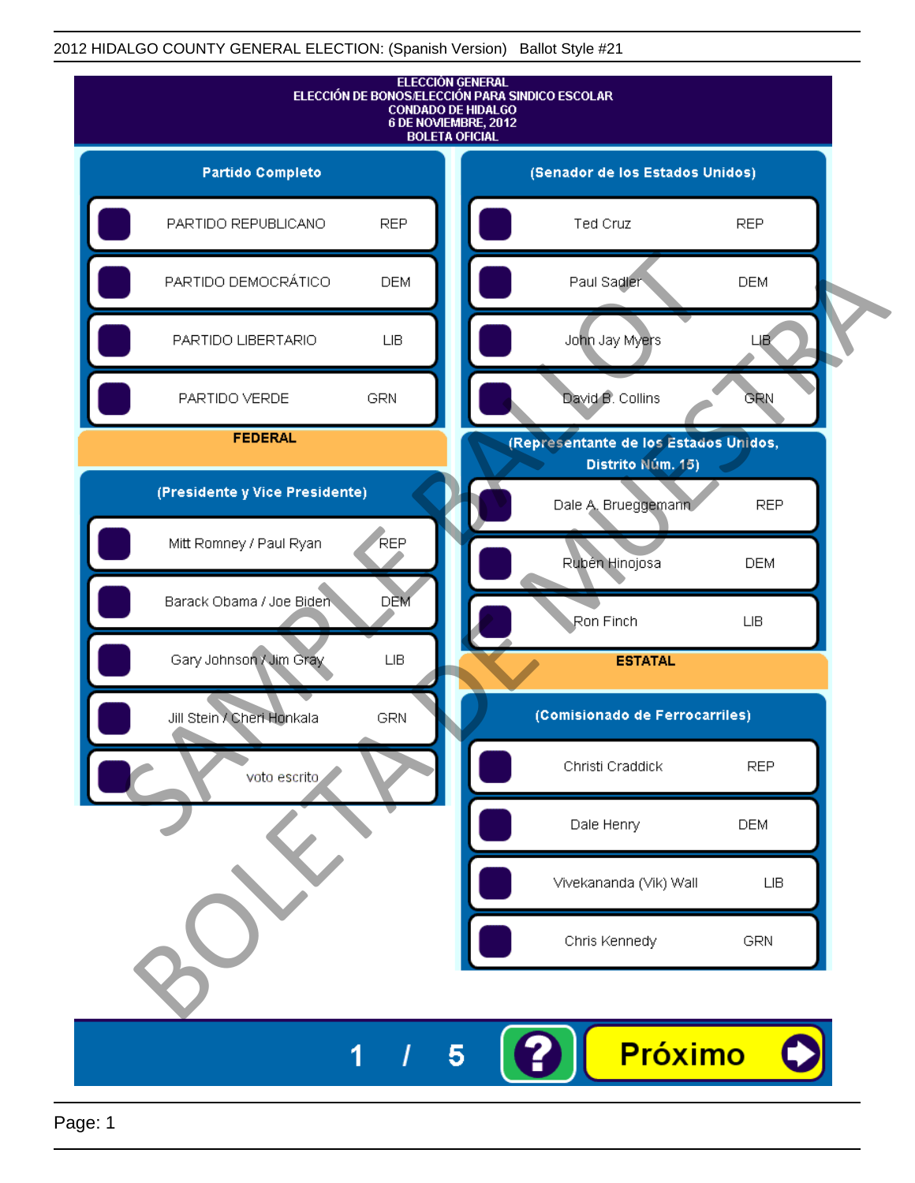2012 HIDALGO COUNTY GENERAL ELECTION: (Spanish Version) Ballot Style #21

# ELECCIÓN GENERAL
## ELECCIÓN DE BONOS/ELECCIÓN PARA SINDICO ESCOLAR
## CONDADO DE HIDALGO
## 6 DE NOVIEMBRE, 2012
## BOLETA OFICIAL

### Partido Completo

| | |
|---|---|
| PARTIDO REPUBLICANO | REP |
| PARTIDO DEMOCRÁTICO | DEM |
| PARTIDO LIBERTARIO | LIB |
| PARTIDO VERDE | GRN |

## FEDERAL

### (Presidente y Vice Presidente)

| | |
|---|---|
| Mitt Romney / Paul Ryan | REP |
| Barack Obama / Joe Biden | DEM |
| Gary Johnson / Jim Gray | LIB |
| Jill Stein / Cheri Honkala | GRN |
| voto escrito | |

### (Senador de los Estados Unidos)

| | |
|---|---|
| Ted Cruz | REP |
| Paul Sadler | DEM |
| John Jay Myers | LIB |
| David B. Collins | GRN |

### (Representante de los Estados Unidos, Distrito Núm. 15)

| | |
|---|---|
| Dale A. Brueggemann | REP |
| Rubén Hinojosa | DEM |
| Ron Finch | LIB |

## ESTATAL

### (Comisionado de Ferrocarriles)

| | |
|---|---|
| Christi Craddick | REP |
| Dale Henry | DEM |
| Vivekananda (Vik) Wall | LIB |
| Chris Kennedy | GRN |

SAMPLE BALLOT
BOLETA DE MUESTRA

1 / 5

?

Próximo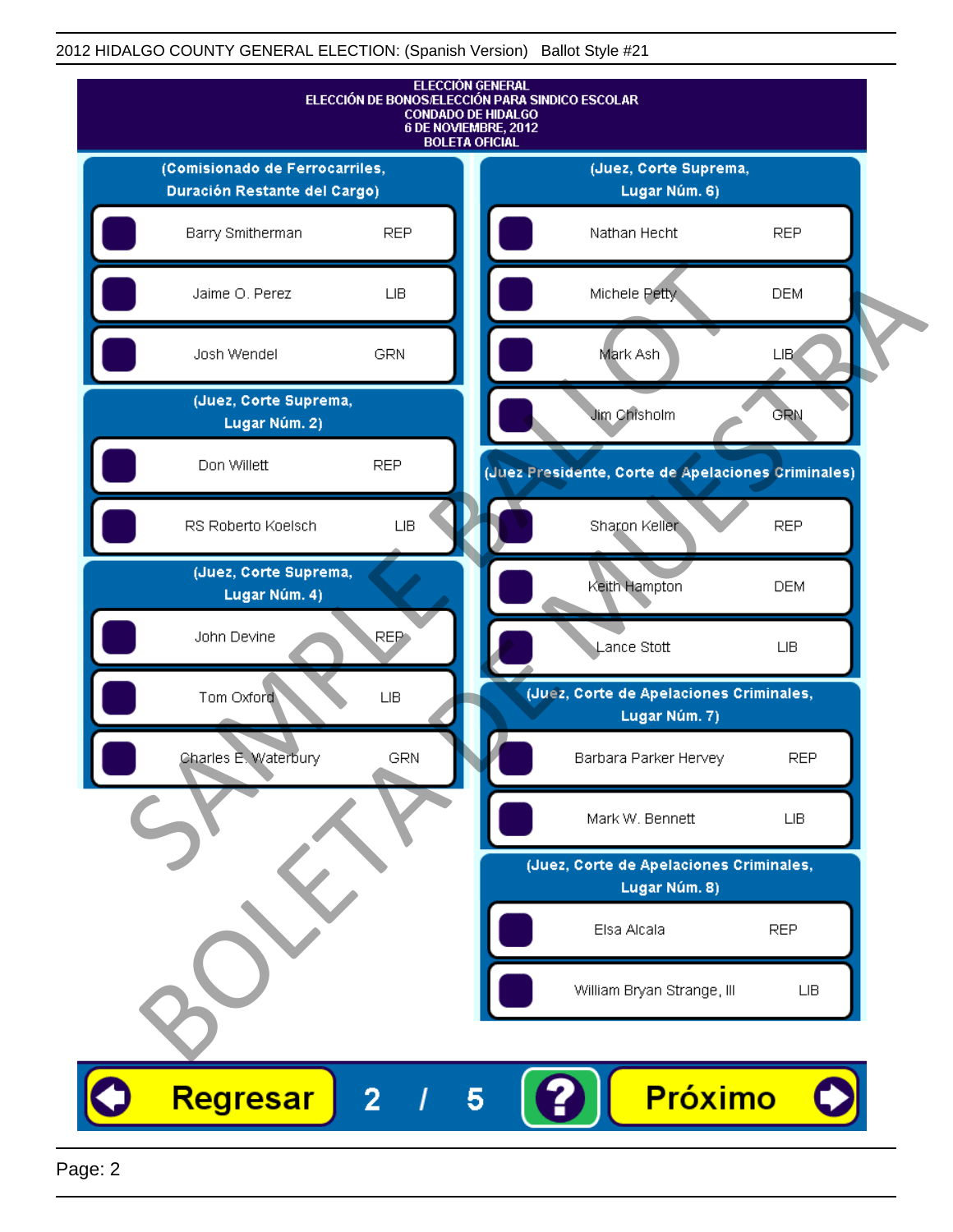2012 HIDALGO COUNTY GENERAL ELECTION: (Spanish Version) Ballot Style #21

**ELECCIÓN GENERAL**
**ELECCIÓN DE BONOS/ELECCIÓN PARA SINDICO ESCOLAR**
**CONDADO DE HIDALGO**
**6 DE NOVIEMBRE, 2012**
**BOLETA OFICIAL**

### (Comisionado de Ferrocarriles, Duración Restante del Cargo)

| Candidato | Partido |
| --- | --- |
| Barry Smitherman | REP |
| Jaime O. Perez | LIB |
| Josh Wendel | GRN |

### (Juez, Corte Suprema, Lugar Núm. 2)

| Candidato | Partido |
| --- | --- |
| Don Willett | REP |
| RS Roberto Koelsch | LIB |

### (Juez, Corte Suprema, Lugar Núm. 4)

| Candidato | Partido |
| --- | --- |
| John Devine | REP |
| Tom Oxford | LIB |
| Charles E. Waterbury | GRN |

### (Juez, Corte Suprema, Lugar Núm. 6)

| Candidato | Partido |
| --- | --- |
| Nathan Hecht | REP |
| Michele Petty | DEM |
| Mark Ash | LIB |
| Jim Chisholm | GRN |

### (Juez Presidente, Corte de Apelaciones Criminales)

| Candidato | Partido |
| --- | --- |
| Sharon Keller | REP |
| Keith Hampton | DEM |
| Lance Stott | LIB |

### (Juez, Corte de Apelaciones Criminales, Lugar Núm. 7)

| Candidato | Partido |
| --- | --- |
| Barbara Parker Hervey | REP |
| Mark W. Bennett | LIB |

### (Juez, Corte de Apelaciones Criminales, Lugar Núm. 8)

| Candidato | Partido |
| --- | --- |
| Elsa Alcala | REP |
| William Bryan Strange, III | LIB |

SAMPLE BALLOT
BOLETA DE MUESTRA

Regresar | 2 / 5 | ? | Próximo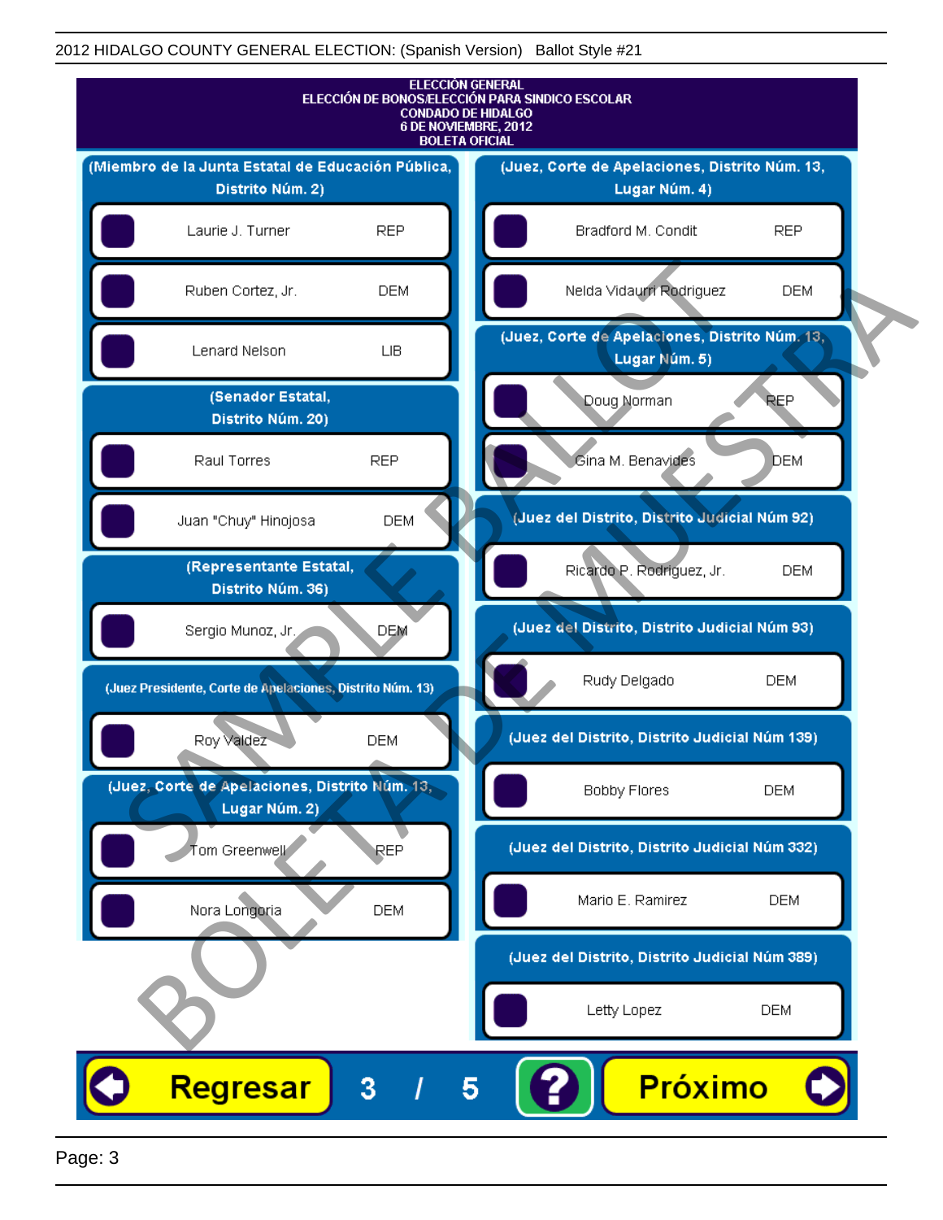2012 HIDALGO COUNTY GENERAL ELECTION: (Spanish Version) Ballot Style #21

ELECCIÓN GENERAL
ELECCIÓN DE BONOS/ELECCIÓN PARA SINDICO ESCOLAR
CONDADO DE HIDALGO
6 DE NOVIEMBRE, 2012
BOLETA OFICIAL

**(Miembro de la Junta Estatal de Educación Pública, Distrito Núm. 2)**

- Laurie J. Turner — REP
- Ruben Cortez, Jr. — DEM
- Lenard Nelson — LIB

**(Senador Estatal, Distrito Núm. 20)**

- Raul Torres — REP
- Juan "Chuy" Hinojosa — DEM

**(Representante Estatal, Distrito Núm. 36)**

- Sergio Munoz, Jr. — DEM

**(Juez Presidente, Corte de Apelaciones, Distrito Núm. 13)**

- Roy Valdez — DEM

**(Juez, Corte de Apelaciones, Distrito Núm. 13, Lugar Núm. 2)**

- Tom Greenwell — REP
- Nora Longoria — DEM

**(Juez, Corte de Apelaciones, Distrito Núm. 13, Lugar Núm. 4)**

- Bradford M. Condit — REP
- Nelda Vidaurri Rodriguez — DEM

**(Juez, Corte de Apelaciones, Distrito Núm. 13, Lugar Núm. 5)**

- Doug Norman — REP
- Gina M. Benavides — DEM

**(Juez del Distrito, Distrito Judicial Núm 92)**

- Ricardo P. Rodriguez, Jr. — DEM

**(Juez del Distrito, Distrito Judicial Núm 93)**

- Rudy Delgado — DEM

**(Juez del Distrito, Distrito Judicial Núm 139)**

- Bobby Flores — DEM

**(Juez del Distrito, Distrito Judicial Núm 332)**

- Mario E. Ramirez — DEM

**(Juez del Distrito, Distrito Judicial Núm 389)**

- Letty Lopez — DEM

Regresar 3 / 5 ? Próximo

SAMPLE BALLOT
BOLETA DE MUESTRA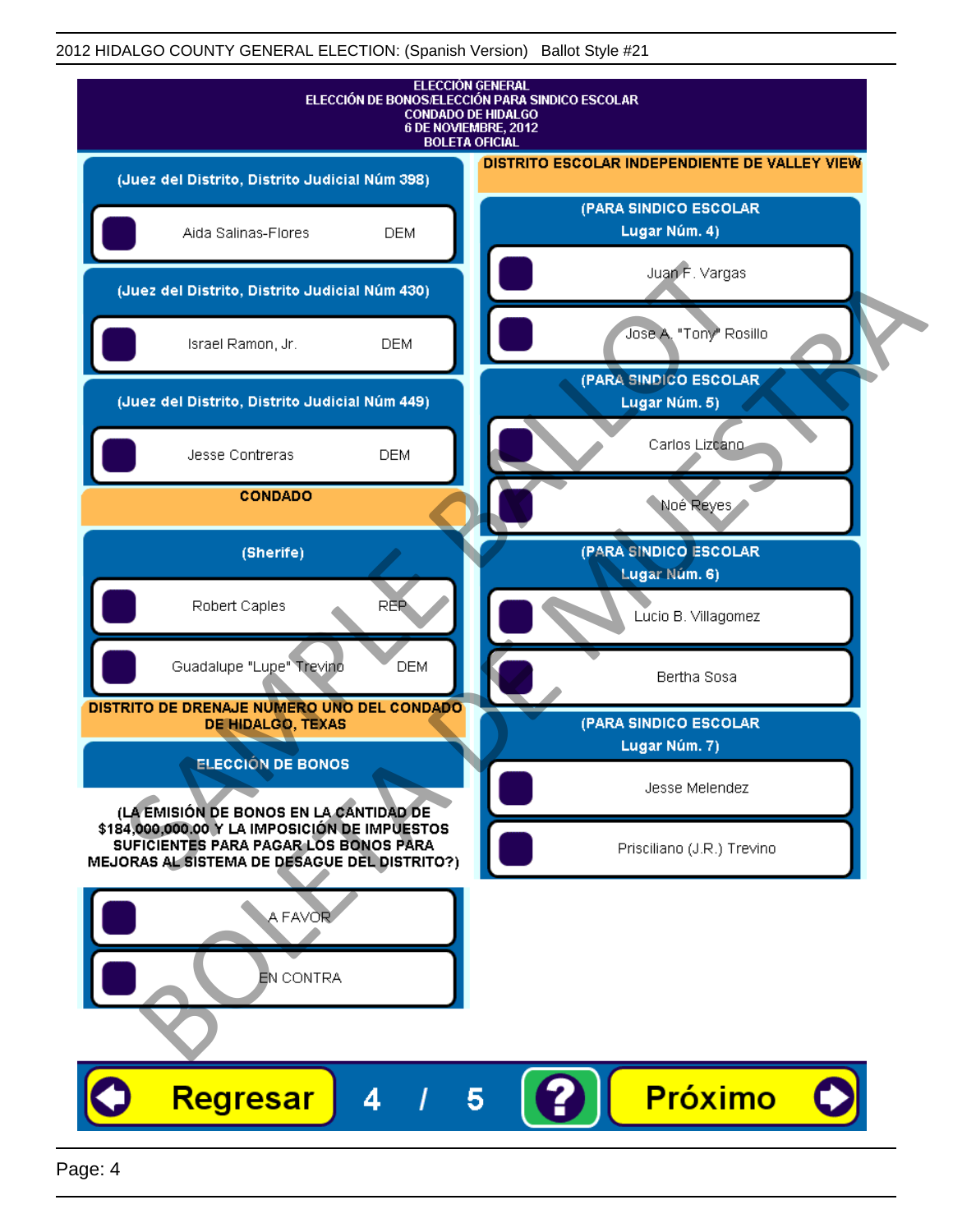2012 HIDALGO COUNTY GENERAL ELECTION: (Spanish Version) Ballot Style #21

**ELECCIÓN GENERAL**
**ELECCIÓN DE BONOS/ELECCIÓN PARA SINDICO ESCOLAR**
**CONDADO DE HIDALGO**
**6 DE NOVIEMBRE, 2012**
**BOLETA OFICIAL**

### (Juez del Distrito, Distrito Judicial Núm 398)

- Aida Salinas-Flores DEM

### (Juez del Distrito, Distrito Judicial Núm 430)

- Israel Ramon, Jr. DEM

### (Juez del Distrito, Distrito Judicial Núm 449)

- Jesse Contreras DEM

## CONDADO

### (Sherife)

- Robert Caples REP
- Guadalupe "Lupe" Trevino DEM

## DISTRITO DE DRENAJE NUMERO UNO DEL CONDADO DE HIDALGO, TEXAS

### ELECCIÓN DE BONOS

**(LA EMISIÓN DE BONOS EN LA CANTIDAD DE $184,000,000.00 Y LA IMPOSICIÓN DE IMPUESTOS SUFICIENTES PARA PAGAR LOS BONOS PARA MEJORAS AL SISTEMA DE DESAGUE DEL DISTRITO?)**

- A FAVOR
- EN CONTRA

## DISTRITO ESCOLAR INDEPENDIENTE DE VALLEY VIEW

### (PARA SINDICO ESCOLAR Lugar Núm. 4)

- Juan F. Vargas
- Jose A. "Tony" Rosillo

### (PARA SINDICO ESCOLAR Lugar Núm. 5)

- Carlos Lizcano
- Noé Reyes

### (PARA SINDICO ESCOLAR Lugar Núm. 6)

- Lucio B. Villagomez
- Bertha Sosa

### (PARA SINDICO ESCOLAR Lugar Núm. 7)

- Jesse Melendez
- Prisciliano (J.R.) Trevino

SAMPLE BALLOT / BOLETA DE MUESTRA

Regresar 4 / 5 ? Próximo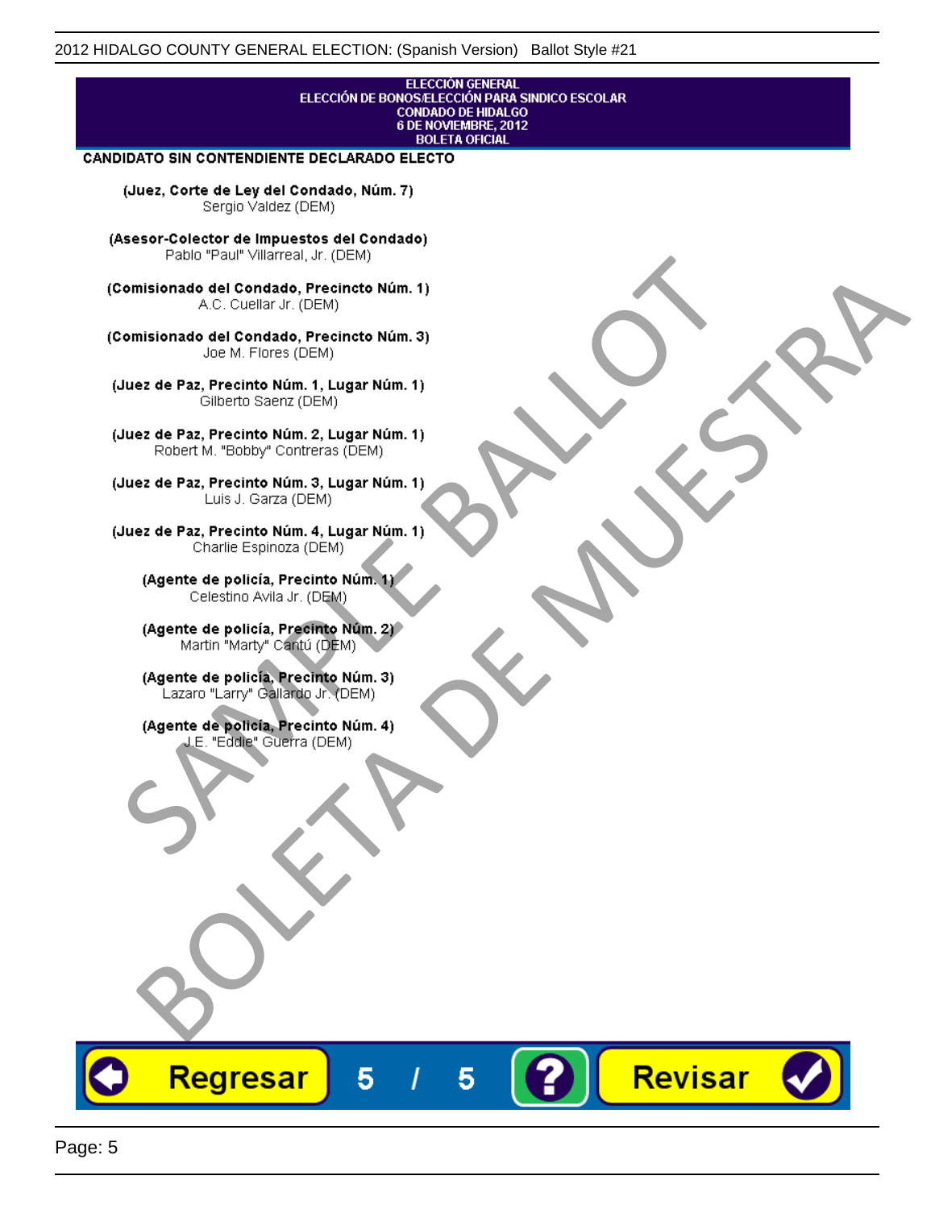ELECCIÓN GENERAL
ELECCIÓN DE BONOS/ELECCIÓN PARA SINDICO ESCOLAR
CONDADO DE HIDALGO
6 DE NOVIEMBRE, 2012
BOLETA OFICIAL

**CANDIDATO SIN CONTENDIENTE DECLARADO ELECTO**

**(Juez, Corte de Ley del Condado, Núm. 7)**
Sergio Valdez (DEM)

**(Asesor-Colector de Impuestos del Condado)**
Pablo "Paul" Villarreal, Jr. (DEM)

**(Comisionado del Condado, Precincto Núm. 1)**
A.C. Cuellar Jr. (DEM)

**(Comisionado del Condado, Precincto Núm. 3)**
Joe M. Flores (DEM)

**(Juez de Paz, Precinto Núm. 1, Lugar Núm. 1)**
Gilberto Saenz (DEM)

**(Juez de Paz, Precinto Núm. 2, Lugar Núm. 1)**
Robert M. "Bobby" Contreras (DEM)

**(Juez de Paz, Precinto Núm. 3, Lugar Núm. 1)**
Luis J. Garza (DEM)

**(Juez de Paz, Precinto Núm. 4, Lugar Núm. 1)**
Charlie Espinoza (DEM)

**(Agente de policía, Precinto Núm. 1)**
Celestino Avila Jr. (DEM)

**(Agente de policía, Precinto Núm. 2)**
Martin "Marty" Cantú (DEM)

**(Agente de policía, Precinto Núm. 3)**
Lazaro "Larry" Gallardo Jr. (DEM)

**(Agente de policía, Precinto Núm. 4)**
J.E. "Eddie" Guerra (DEM)

SAMPLE BALLOT
BOLETA DE MUESTRA

Regresar 5 / 5 ? Revisar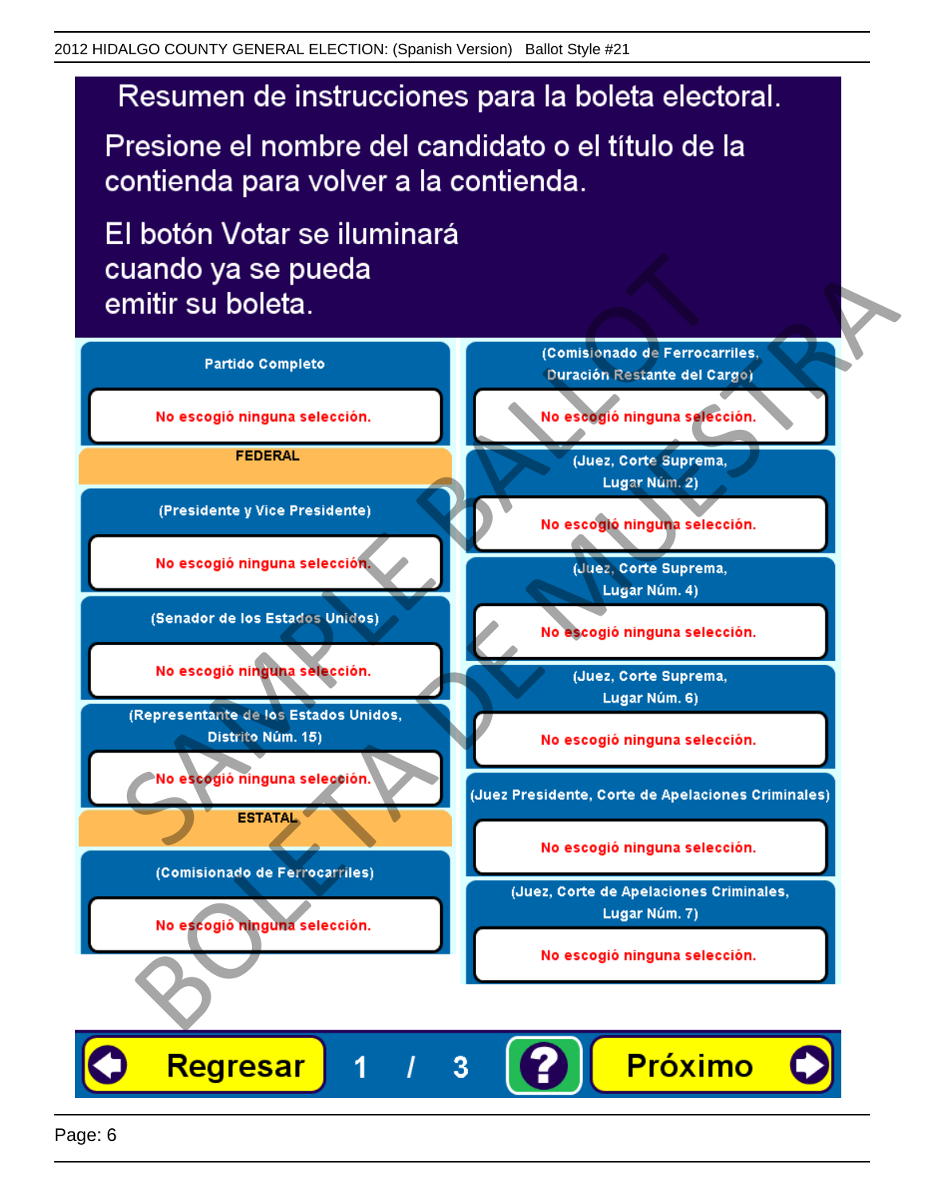2012 HIDALGO COUNTY GENERAL ELECTION: (Spanish Version) Ballot Style #21

# Resumen de instrucciones para la boleta electoral.

Presione el nombre del candidato o el título de la contienda para volver a la contienda.

El botón Votar se iluminará cuando ya se pueda emitir su boleta.

**Partido Completo**

No escogió ninguna selección.

**FEDERAL**

**(Presidente y Vice Presidente)**

No escogió ninguna selección.

**(Senador de los Estados Unidos)**

No escogió ninguna selección.

**(Representante de los Estados Unidos, Distrito Núm. 15)**

No escogió ninguna selección.

**ESTATAL**

**(Comisionado de Ferrocarriles)**

No escogió ninguna selección.

**(Comisionado de Ferrocarriles, Duración Restante del Cargo)**

No escogió ninguna selección.

**(Juez, Corte Suprema, Lugar Núm. 2)**

No escogió ninguna selección.

**(Juez, Corte Suprema, Lugar Núm. 4)**

No escogió ninguna selección.

**(Juez, Corte Suprema, Lugar Núm. 6)**

No escogió ninguna selección.

**(Juez Presidente, Corte de Apelaciones Criminales)**

No escogió ninguna selección.

**(Juez, Corte de Apelaciones Criminales, Lugar Núm. 7)**

No escogió ninguna selección.

Regresar 1 / 3 ? Próximo

SAMPLE BALLOT BOLETA DE MUESTRA

Page: 6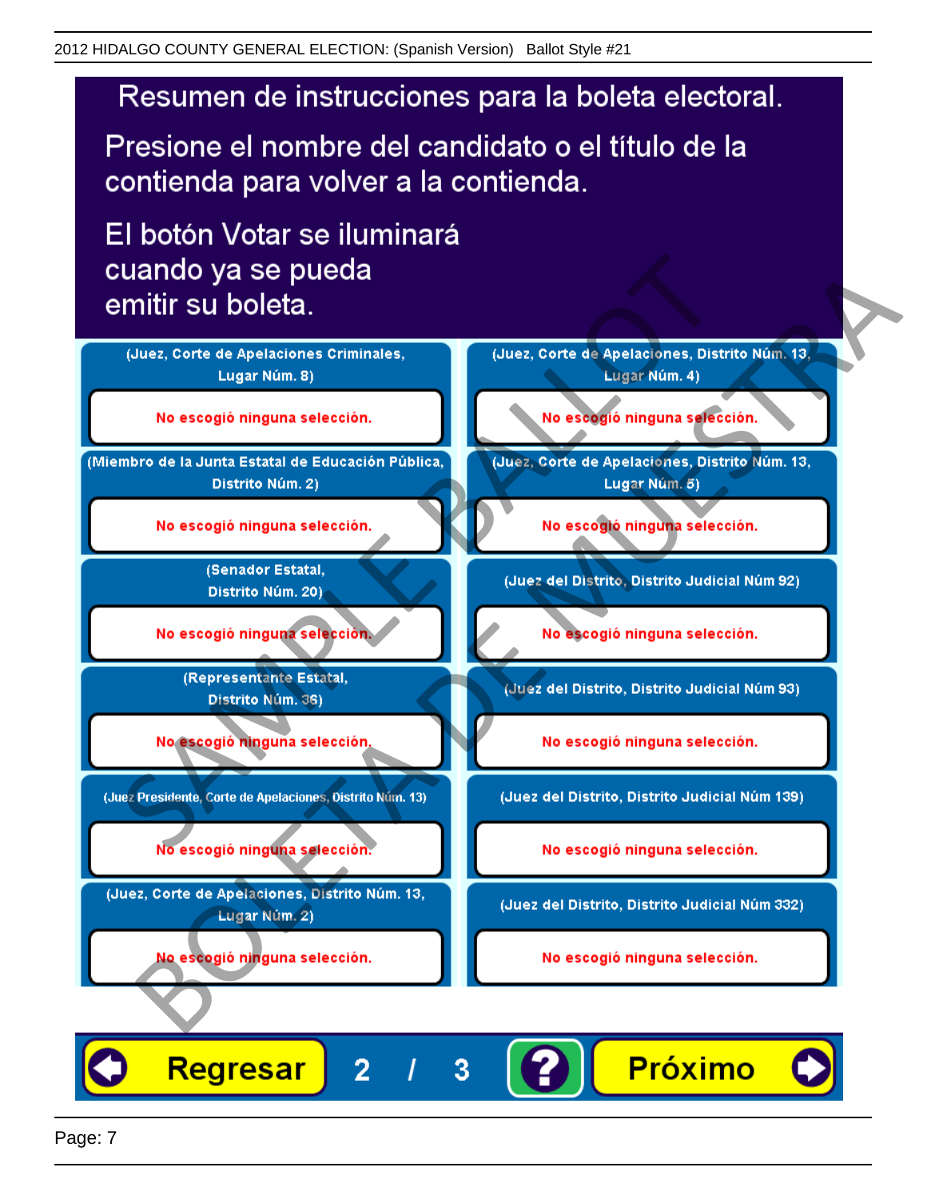# Resumen de instrucciones para la boleta electoral.

Presione el nombre del candidato o el título de la contienda para volver a la contienda.

El botón Votar se iluminará cuando ya se pueda emitir su boleta.

| Contienda | Selección |
| --- | --- |
| (Juez, Corte de Apelaciones Criminales, Lugar Núm. 8) | No escogió ninguna selección. |
| (Miembro de la Junta Estatal de Educación Pública, Distrito Núm. 2) | No escogió ninguna selección. |
| (Senador Estatal, Distrito Núm. 20) | No escogió ninguna selección. |
| (Representante Estatal, Distrito Núm. 36) | No escogió ninguna selección. |
| (Juez Presidente, Corte de Apelaciones, Distrito Núm. 13) | No escogió ninguna selección. |
| (Juez, Corte de Apelaciones, Distrito Núm. 13, Lugar Núm. 2) | No escogió ninguna selección. |
| (Juez, Corte de Apelaciones, Distrito Núm. 13, Lugar Núm. 4) | No escogió ninguna selección. |
| (Juez, Corte de Apelaciones, Distrito Núm. 13, Lugar Núm. 5) | No escogió ninguna selección. |
| (Juez del Distrito, Distrito Judicial Núm 92) | No escogió ninguna selección. |
| (Juez del Distrito, Distrito Judicial Núm 93) | No escogió ninguna selección. |
| (Juez del Distrito, Distrito Judicial Núm 139) | No escogió ninguna selección. |
| (Juez del Distrito, Distrito Judicial Núm 332) | No escogió ninguna selección. |

Regresar 2 / 3 ? Próximo

SAMPLE BALLOT
BOLETA DE MUESTRA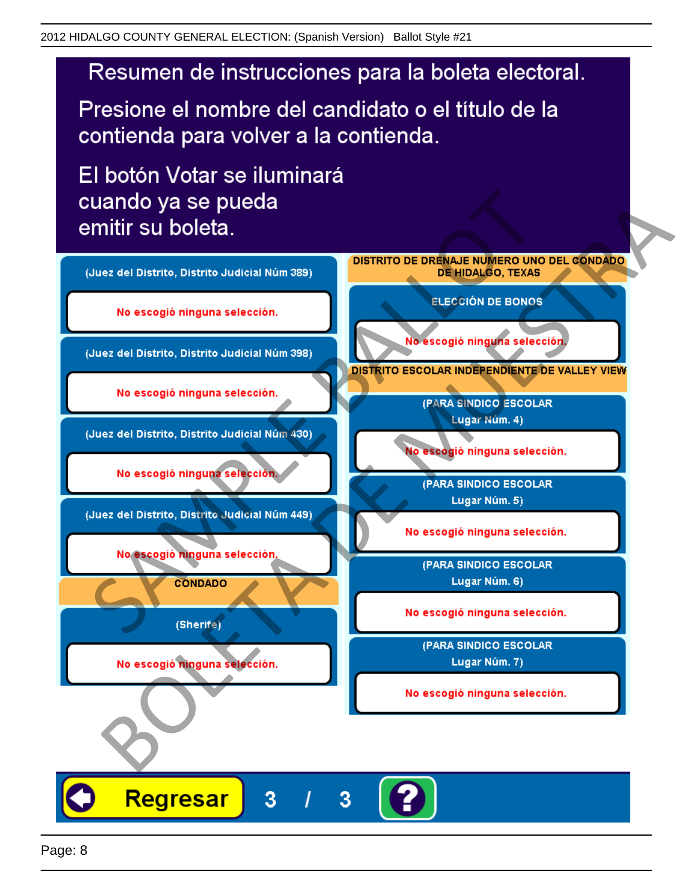# Resumen de instrucciones para la boleta electoral.

Presione el nombre del candidato o el título de la contienda para volver a la contienda.

El botón Votar se iluminará cuando ya se pueda emitir su boleta.

(Juez del Distrito, Distrito Judicial Núm 389)

No escogió ninguna selección.

(Juez del Distrito, Distrito Judicial Núm 398)

No escogió ninguna selección.

(Juez del Distrito, Distrito Judicial Núm 430)

No escogió ninguna selección.

(Juez del Distrito, Distrito Judicial Núm 449)

No escogió ninguna selección.

**CONDADO**

(Sherife)

No escogió ninguna selección.

**DISTRITO DE DRENAJE NUMERO UNO DEL CONDADO DE HIDALGO, TEXAS**

ELECCIÓN DE BONOS

No escogió ninguna selección.

**DISTRITO ESCOLAR INDEPENDIENTE DE VALLEY VIEW**

(PARA SINDICO ESCOLAR Lugar Núm. 4)

No escogió ninguna selección.

(PARA SINDICO ESCOLAR Lugar Núm. 5)

No escogió ninguna selección.

(PARA SINDICO ESCOLAR Lugar Núm. 6)

No escogió ninguna selección.

(PARA SINDICO ESCOLAR Lugar Núm. 7)

No escogió ninguna selección.

Regresar 3 / 3 ?

SAMPLE BALLOT
BOLETA DE MUESTRA